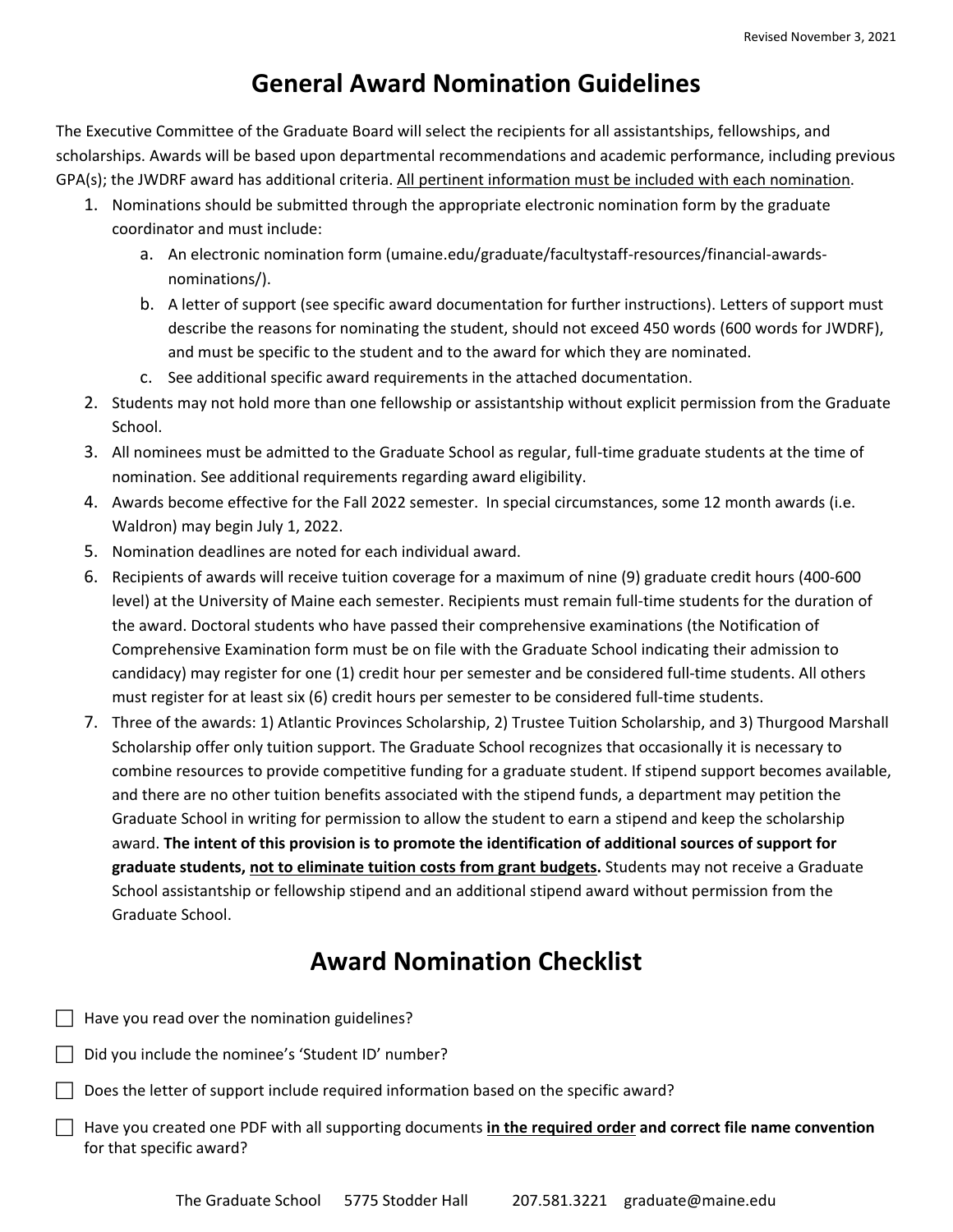Revised November 3, 2021

# General Award Nomination Guidelines

The Executive Committee of the Graduate Board will select the recipients for all assistantships, fellowships, and scholarships. Awards will be based upon departmental recommendations and academic performance, including previous GPA(s); the JWDRF award has additional criteria. <u>All pertinent information must be included with each nomination</u>.

1. Nominations should be submitted through the appropriate electronic nomination form by the graduate coordinator and must include:
   a. An electronic nomination form (umaine.edu/graduate/facultystaff-resources/financial-awards-nominations/).
   b. A letter of support (see specific award documentation for further instructions). Letters of support must describe the reasons for nominating the student, should not exceed 450 words (600 words for JWDRF), and must be specific to the student and to the award for which they are nominated.
   c. See additional specific award requirements in the attached documentation.
2. Students may not hold more than one fellowship or assistantship without explicit permission from the Graduate School.
3. All nominees must be admitted to the Graduate School as regular, full-time graduate students at the time of nomination. See additional requirements regarding award eligibility.
4. Awards become effective for the Fall 2022 semester. In special circumstances, some 12 month awards (i.e. Waldron) may begin July 1, 2022.
5. Nomination deadlines are noted for each individual award.
6. Recipients of awards will receive tuition coverage for a maximum of nine (9) graduate credit hours (400-600 level) at the University of Maine each semester. Recipients must remain full-time students for the duration of the award. Doctoral students who have passed their comprehensive examinations (the Notification of Comprehensive Examination form must be on file with the Graduate School indicating their admission to candidacy) may register for one (1) credit hour per semester and be considered full-time students. All others must register for at least six (6) credit hours per semester to be considered full-time students.
7. Three of the awards: 1) Atlantic Provinces Scholarship, 2) Trustee Tuition Scholarship, and 3) Thurgood Marshall Scholarship offer only tuition support. The Graduate School recognizes that occasionally it is necessary to combine resources to provide competitive funding for a graduate student. If stipend support becomes available, and there are no other tuition benefits associated with the stipend funds, a department may petition the Graduate School in writing for permission to allow the student to earn a stipend and keep the scholarship award. **The intent of this provision is to promote the identification of additional sources of support for graduate students, <u>not to eliminate tuition costs from grant budgets</u>.** Students may not receive a Graduate School assistantship or fellowship stipend and an additional stipend award without permission from the Graduate School.

# Award Nomination Checklist

- [ ] Have you read over the nomination guidelines?
- [ ] Did you include the nominee's 'Student ID' number?
- [ ] Does the letter of support include required information based on the specific award?
- [ ] Have you created one PDF with all supporting documents **<u>in the required order</u> and correct file name convention** for that specific award?

The Graduate School 5775 Stodder Hall 207.581.3221 graduate@maine.edu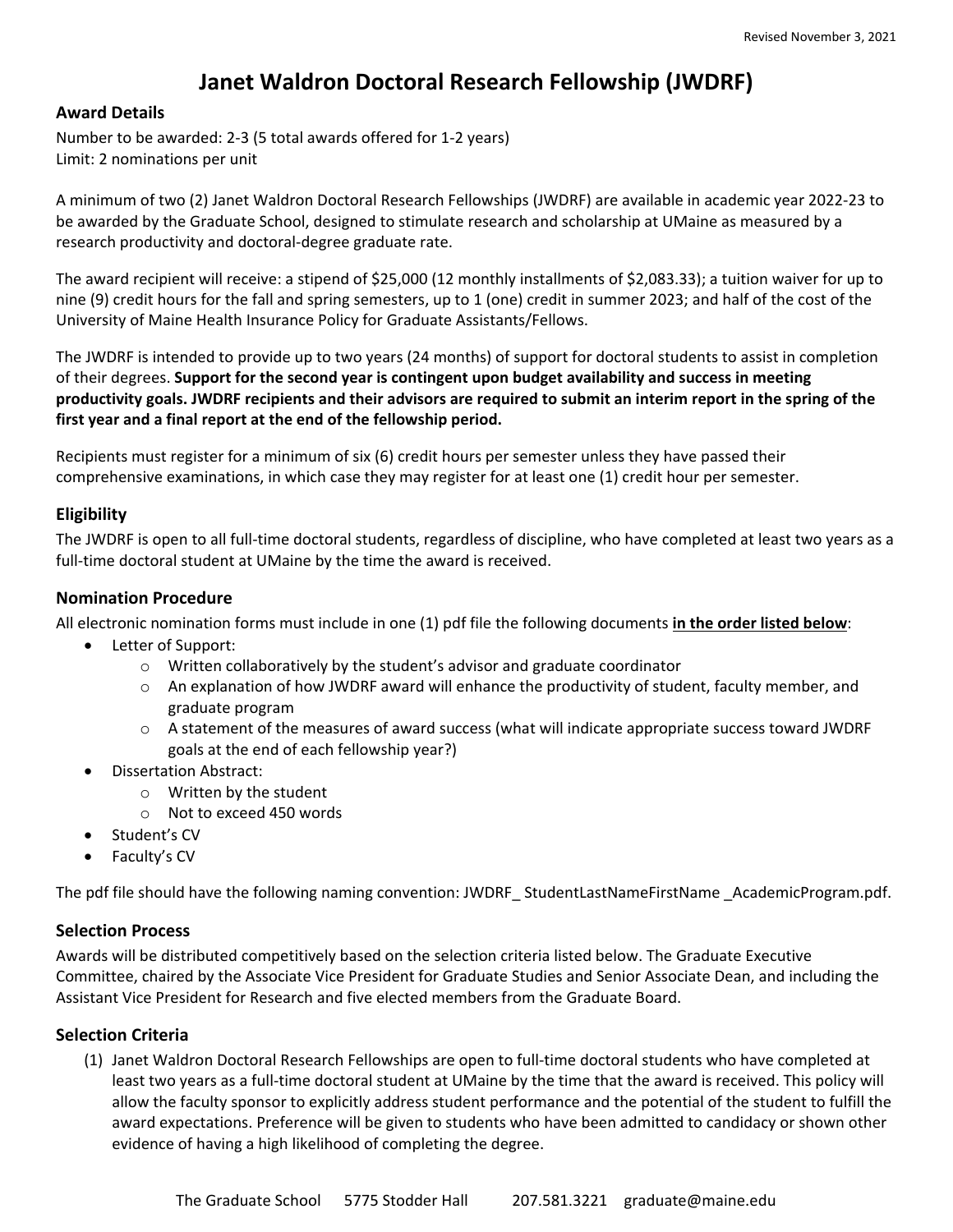Revised November 3, 2021

# Janet Waldron Doctoral Research Fellowship (JWDRF)

## Award Details

Number to be awarded: 2-3 (5 total awards offered for 1-2 years)
Limit: 2 nominations per unit

A minimum of two (2) Janet Waldron Doctoral Research Fellowships (JWDRF) are available in academic year 2022-23 to be awarded by the Graduate School, designed to stimulate research and scholarship at UMaine as measured by a research productivity and doctoral-degree graduate rate.

The award recipient will receive: a stipend of $25,000 (12 monthly installments of $2,083.33); a tuition waiver for up to nine (9) credit hours for the fall and spring semesters, up to 1 (one) credit in summer 2023; and half of the cost of the University of Maine Health Insurance Policy for Graduate Assistants/Fellows.

The JWDRF is intended to provide up to two years (24 months) of support for doctoral students to assist in completion of their degrees. **Support for the second year is contingent upon budget availability and success in meeting productivity goals. JWDRF recipients and their advisors are required to submit an interim report in the spring of the first year and a final report at the end of the fellowship period.**

Recipients must register for a minimum of six (6) credit hours per semester unless they have passed their comprehensive examinations, in which case they may register for at least one (1) credit hour per semester.

## Eligibility

The JWDRF is open to all full-time doctoral students, regardless of discipline, who have completed at least two years as a full-time doctoral student at UMaine by the time the award is received.

## Nomination Procedure

All electronic nomination forms must include in one (1) pdf file the following documents **<u>in the order listed below</u>**:

- Letter of Support:
  - Written collaboratively by the student's advisor and graduate coordinator
  - An explanation of how JWDRF award will enhance the productivity of student, faculty member, and graduate program
  - A statement of the measures of award success (what will indicate appropriate success toward JWDRF goals at the end of each fellowship year?)
- Dissertation Abstract:
  - Written by the student
  - Not to exceed 450 words
- Student's CV
- Faculty's CV

The pdf file should have the following naming convention: JWDRF_ StudentLastNameFirstName _AcademicProgram.pdf.

## Selection Process

Awards will be distributed competitively based on the selection criteria listed below. The Graduate Executive Committee, chaired by the Associate Vice President for Graduate Studies and Senior Associate Dean, and including the Assistant Vice President for Research and five elected members from the Graduate Board.

## Selection Criteria

(1) Janet Waldron Doctoral Research Fellowships are open to full-time doctoral students who have completed at least two years as a full-time doctoral student at UMaine by the time that the award is received. This policy will allow the faculty sponsor to explicitly address student performance and the potential of the student to fulfill the award expectations. Preference will be given to students who have been admitted to candidacy or shown other evidence of having a high likelihood of completing the degree.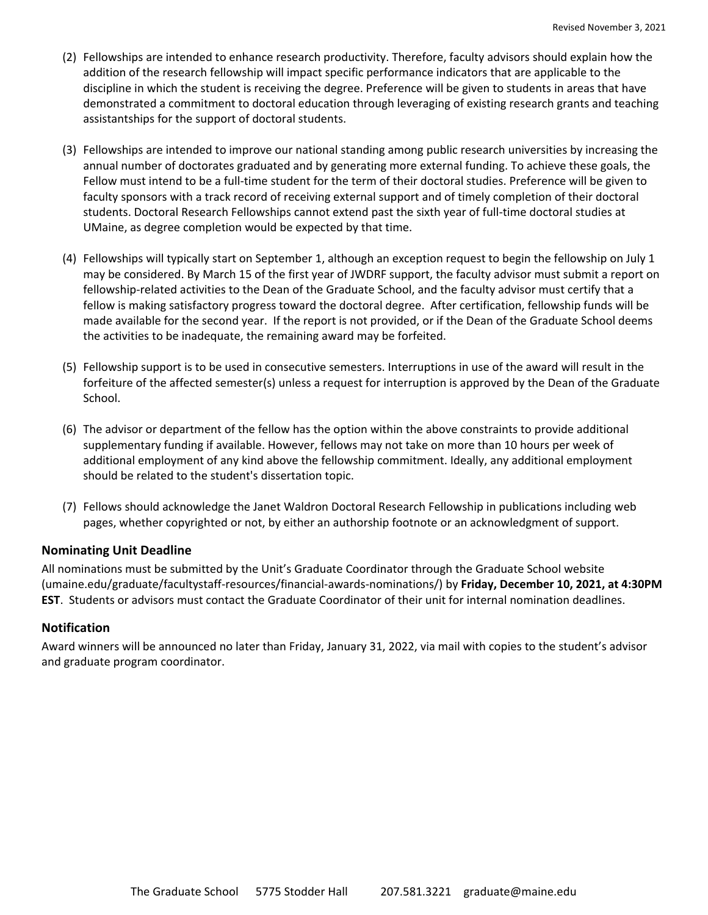(2) Fellowships are intended to enhance research productivity. Therefore, faculty advisors should explain how the addition of the research fellowship will impact specific performance indicators that are applicable to the discipline in which the student is receiving the degree. Preference will be given to students in areas that have demonstrated a commitment to doctoral education through leveraging of existing research grants and teaching assistantships for the support of doctoral students.

(3) Fellowships are intended to improve our national standing among public research universities by increasing the annual number of doctorates graduated and by generating more external funding. To achieve these goals, the Fellow must intend to be a full-time student for the term of their doctoral studies. Preference will be given to faculty sponsors with a track record of receiving external support and of timely completion of their doctoral students. Doctoral Research Fellowships cannot extend past the sixth year of full-time doctoral studies at UMaine, as degree completion would be expected by that time.

(4) Fellowships will typically start on September 1, although an exception request to begin the fellowship on July 1 may be considered. By March 15 of the first year of JWDRF support, the faculty advisor must submit a report on fellowship-related activities to the Dean of the Graduate School, and the faculty advisor must certify that a fellow is making satisfactory progress toward the doctoral degree. After certification, fellowship funds will be made available for the second year. If the report is not provided, or if the Dean of the Graduate School deems the activities to be inadequate, the remaining award may be forfeited.

(5) Fellowship support is to be used in consecutive semesters. Interruptions in use of the award will result in the forfeiture of the affected semester(s) unless a request for interruption is approved by the Dean of the Graduate School.

(6) The advisor or department of the fellow has the option within the above constraints to provide additional supplementary funding if available. However, fellows may not take on more than 10 hours per week of additional employment of any kind above the fellowship commitment. Ideally, any additional employment should be related to the student's dissertation topic.

(7) Fellows should acknowledge the Janet Waldron Doctoral Research Fellowship in publications including web pages, whether copyrighted or not, by either an authorship footnote or an acknowledgment of support.

### Nominating Unit Deadline

All nominations must be submitted by the Unit's Graduate Coordinator through the Graduate School website (umaine.edu/graduate/facultystaff-resources/financial-awards-nominations/) by **Friday, December 10, 2021, at 4:30PM EST**. Students or advisors must contact the Graduate Coordinator of their unit for internal nomination deadlines.

### Notification

Award winners will be announced no later than Friday, January 31, 2022, via mail with copies to the student's advisor and graduate program coordinator.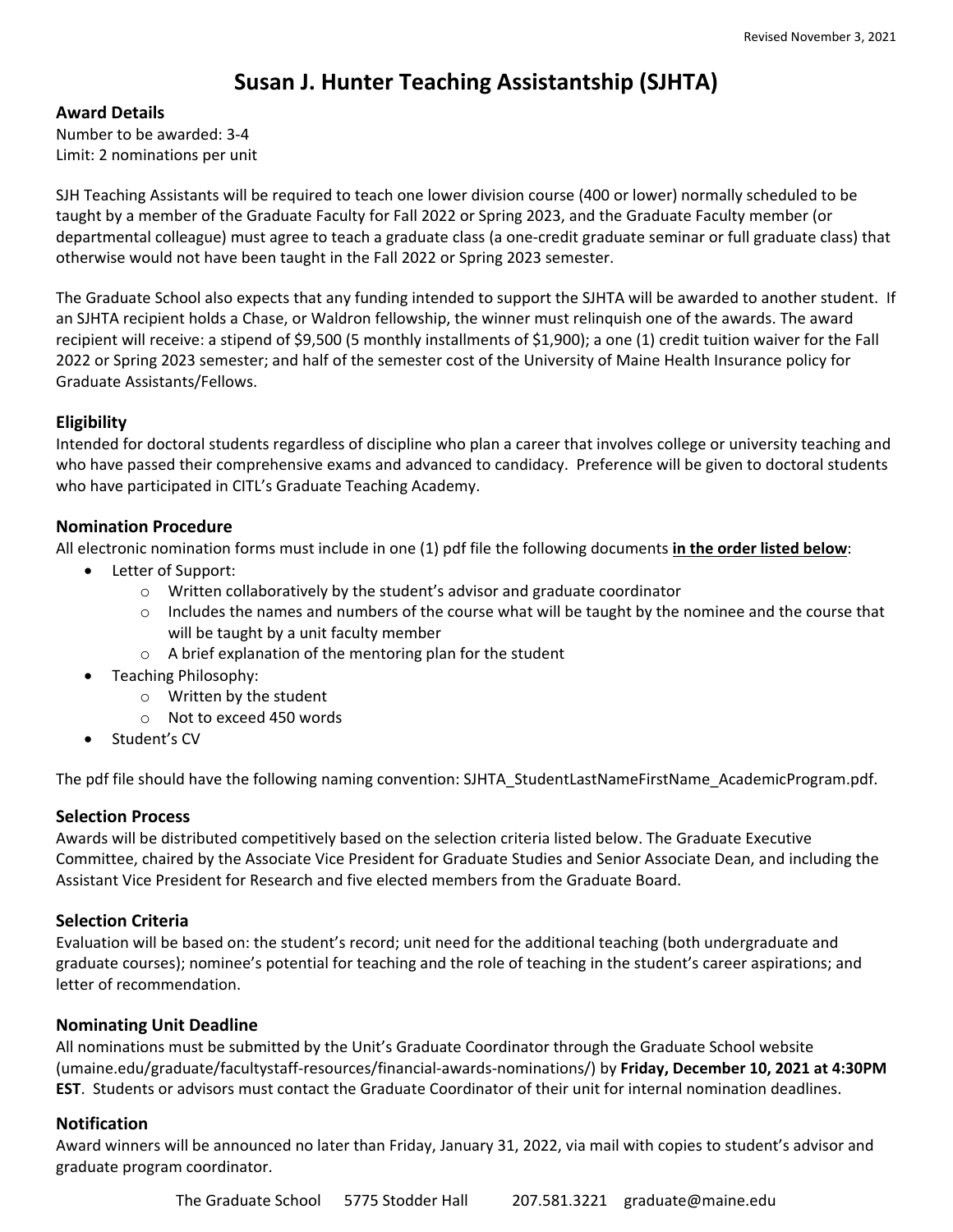Revised November 3, 2021

# Susan J. Hunter Teaching Assistantship (SJHTA)

## Award Details

Number to be awarded: 3-4
Limit: 2 nominations per unit

SJH Teaching Assistants will be required to teach one lower division course (400 or lower) normally scheduled to be taught by a member of the Graduate Faculty for Fall 2022 or Spring 2023, and the Graduate Faculty member (or departmental colleague) must agree to teach a graduate class (a one-credit graduate seminar or full graduate class) that otherwise would not have been taught in the Fall 2022 or Spring 2023 semester.

The Graduate School also expects that any funding intended to support the SJHTA will be awarded to another student. If an SJHTA recipient holds a Chase, or Waldron fellowship, the winner must relinquish one of the awards. The award recipient will receive: a stipend of $9,500 (5 monthly installments of $1,900); a one (1) credit tuition waiver for the Fall 2022 or Spring 2023 semester; and half of the semester cost of the University of Maine Health Insurance policy for Graduate Assistants/Fellows.

## Eligibility

Intended for doctoral students regardless of discipline who plan a career that involves college or university teaching and who have passed their comprehensive exams and advanced to candidacy. Preference will be given to doctoral students who have participated in CITL's Graduate Teaching Academy.

## Nomination Procedure

All electronic nomination forms must include in one (1) pdf file the following documents **<u>in the order listed below</u>**:

- Letter of Support:
  - Written collaboratively by the student's advisor and graduate coordinator
  - Includes the names and numbers of the course what will be taught by the nominee and the course that will be taught by a unit faculty member
  - A brief explanation of the mentoring plan for the student
- Teaching Philosophy:
  - Written by the student
  - Not to exceed 450 words
- Student's CV

The pdf file should have the following naming convention: SJHTA_StudentLastNameFirstName_AcademicProgram.pdf.

## Selection Process

Awards will be distributed competitively based on the selection criteria listed below. The Graduate Executive Committee, chaired by the Associate Vice President for Graduate Studies and Senior Associate Dean, and including the Assistant Vice President for Research and five elected members from the Graduate Board.

## Selection Criteria

Evaluation will be based on: the student's record; unit need for the additional teaching (both undergraduate and graduate courses); nominee's potential for teaching and the role of teaching in the student's career aspirations; and letter of recommendation.

## Nominating Unit Deadline

All nominations must be submitted by the Unit's Graduate Coordinator through the Graduate School website (umaine.edu/graduate/facultystaff-resources/financial-awards-nominations/) by **Friday, December 10, 2021 at 4:30PM EST**. Students or advisors must contact the Graduate Coordinator of their unit for internal nomination deadlines.

## Notification

Award winners will be announced no later than Friday, January 31, 2022, via mail with copies to student's advisor and graduate program coordinator.

The Graduate School 5775 Stodder Hall 207.581.3221 graduate@maine.edu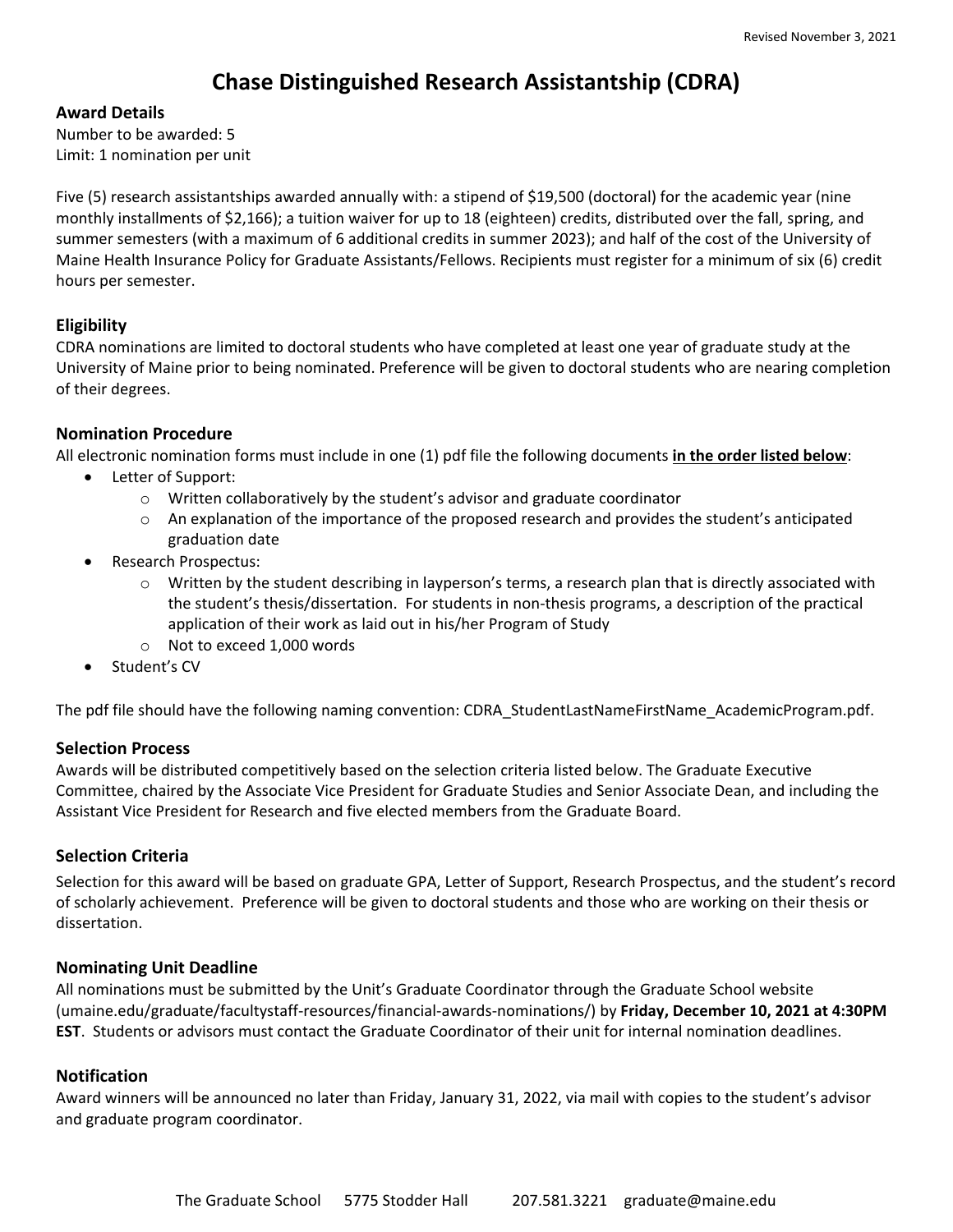Revised November 3, 2021

# Chase Distinguished Research Assistantship (CDRA)

## Award Details

Number to be awarded: 5
Limit: 1 nomination per unit

Five (5) research assistantships awarded annually with: a stipend of $19,500 (doctoral) for the academic year (nine monthly installments of $2,166); a tuition waiver for up to 18 (eighteen) credits, distributed over the fall, spring, and summer semesters (with a maximum of 6 additional credits in summer 2023); and half of the cost of the University of Maine Health Insurance Policy for Graduate Assistants/Fellows. Recipients must register for a minimum of six (6) credit hours per semester.

## Eligibility

CDRA nominations are limited to doctoral students who have completed at least one year of graduate study at the University of Maine prior to being nominated. Preference will be given to doctoral students who are nearing completion of their degrees.

## Nomination Procedure

All electronic nomination forms must include in one (1) pdf file the following documents **in the order listed below**:

- Letter of Support:
  - Written collaboratively by the student's advisor and graduate coordinator
  - An explanation of the importance of the proposed research and provides the student's anticipated graduation date
- Research Prospectus:
  - Written by the student describing in layperson's terms, a research plan that is directly associated with the student's thesis/dissertation. For students in non-thesis programs, a description of the practical application of their work as laid out in his/her Program of Study
  - Not to exceed 1,000 words
- Student's CV

The pdf file should have the following naming convention: CDRA_StudentLastNameFirstName_AcademicProgram.pdf.

## Selection Process

Awards will be distributed competitively based on the selection criteria listed below. The Graduate Executive Committee, chaired by the Associate Vice President for Graduate Studies and Senior Associate Dean, and including the Assistant Vice President for Research and five elected members from the Graduate Board.

## Selection Criteria

Selection for this award will be based on graduate GPA, Letter of Support, Research Prospectus, and the student's record of scholarly achievement. Preference will be given to doctoral students and those who are working on their thesis or dissertation.

## Nominating Unit Deadline

All nominations must be submitted by the Unit's Graduate Coordinator through the Graduate School website (umaine.edu/graduate/facultystaff-resources/financial-awards-nominations/) by **Friday, December 10, 2021 at 4:30PM EST**. Students or advisors must contact the Graduate Coordinator of their unit for internal nomination deadlines.

## Notification

Award winners will be announced no later than Friday, January 31, 2022, via mail with copies to the student's advisor and graduate program coordinator.

The Graduate School 5775 Stodder Hall 207.581.3221 graduate@maine.edu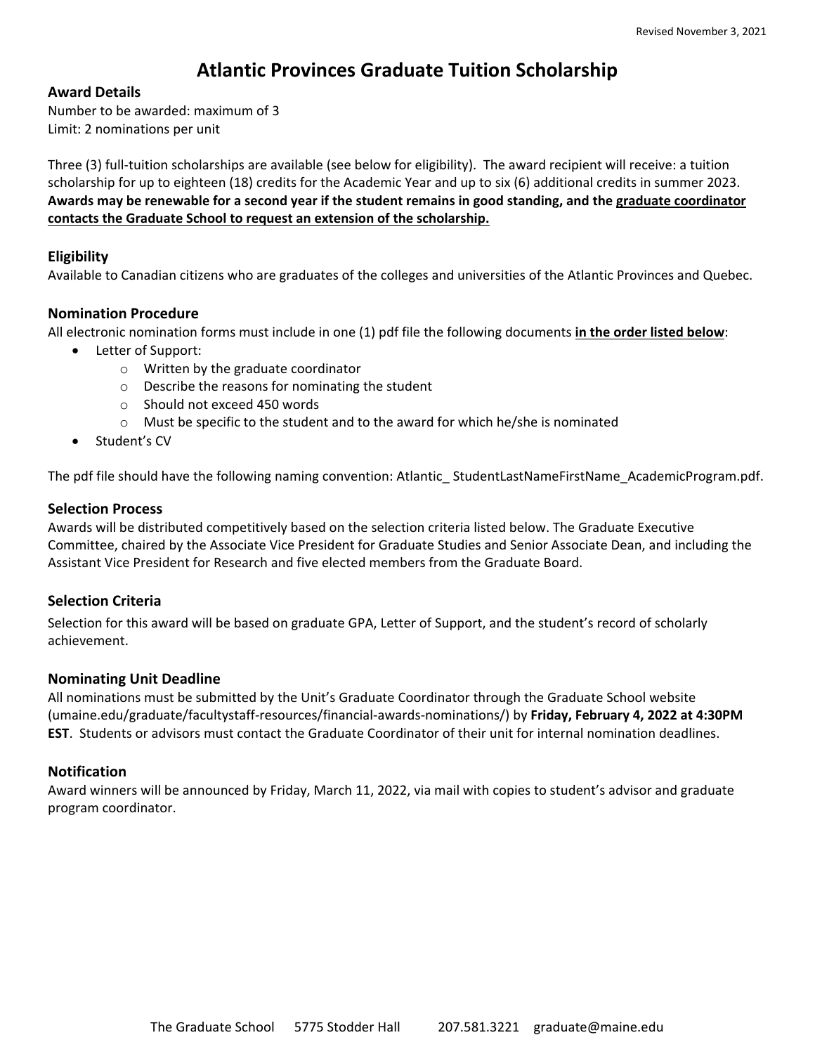Revised November 3, 2021

# Atlantic Provinces Graduate Tuition Scholarship

## Award Details

Number to be awarded: maximum of 3
Limit: 2 nominations per unit

Three (3) full-tuition scholarships are available (see below for eligibility). The award recipient will receive: a tuition scholarship for up to eighteen (18) credits for the Academic Year and up to six (6) additional credits in summer 2023. **Awards may be renewable for a second year if the student remains in good standing, and the <u>graduate coordinator contacts the Graduate School to request an extension of the scholarship.</u>**

## Eligibility

Available to Canadian citizens who are graduates of the colleges and universities of the Atlantic Provinces and Quebec.

## Nomination Procedure

All electronic nomination forms must include in one (1) pdf file the following documents **<u>in the order listed below</u>**:

- Letter of Support:
  - Written by the graduate coordinator
  - Describe the reasons for nominating the student
  - Should not exceed 450 words
  - Must be specific to the student and to the award for which he/she is nominated
- Student's CV

The pdf file should have the following naming convention: Atlantic_ StudentLastNameFirstName_AcademicProgram.pdf.

## Selection Process

Awards will be distributed competitively based on the selection criteria listed below. The Graduate Executive Committee, chaired by the Associate Vice President for Graduate Studies and Senior Associate Dean, and including the Assistant Vice President for Research and five elected members from the Graduate Board.

## Selection Criteria

Selection for this award will be based on graduate GPA, Letter of Support, and the student's record of scholarly achievement.

## Nominating Unit Deadline

All nominations must be submitted by the Unit's Graduate Coordinator through the Graduate School website (umaine.edu/graduate/facultystaff-resources/financial-awards-nominations/) by **Friday, February 4, 2022 at 4:30PM EST**. Students or advisors must contact the Graduate Coordinator of their unit for internal nomination deadlines.

## Notification

Award winners will be announced by Friday, March 11, 2022, via mail with copies to student's advisor and graduate program coordinator.

The Graduate School 5775 Stodder Hall 207.581.3221 graduate@maine.edu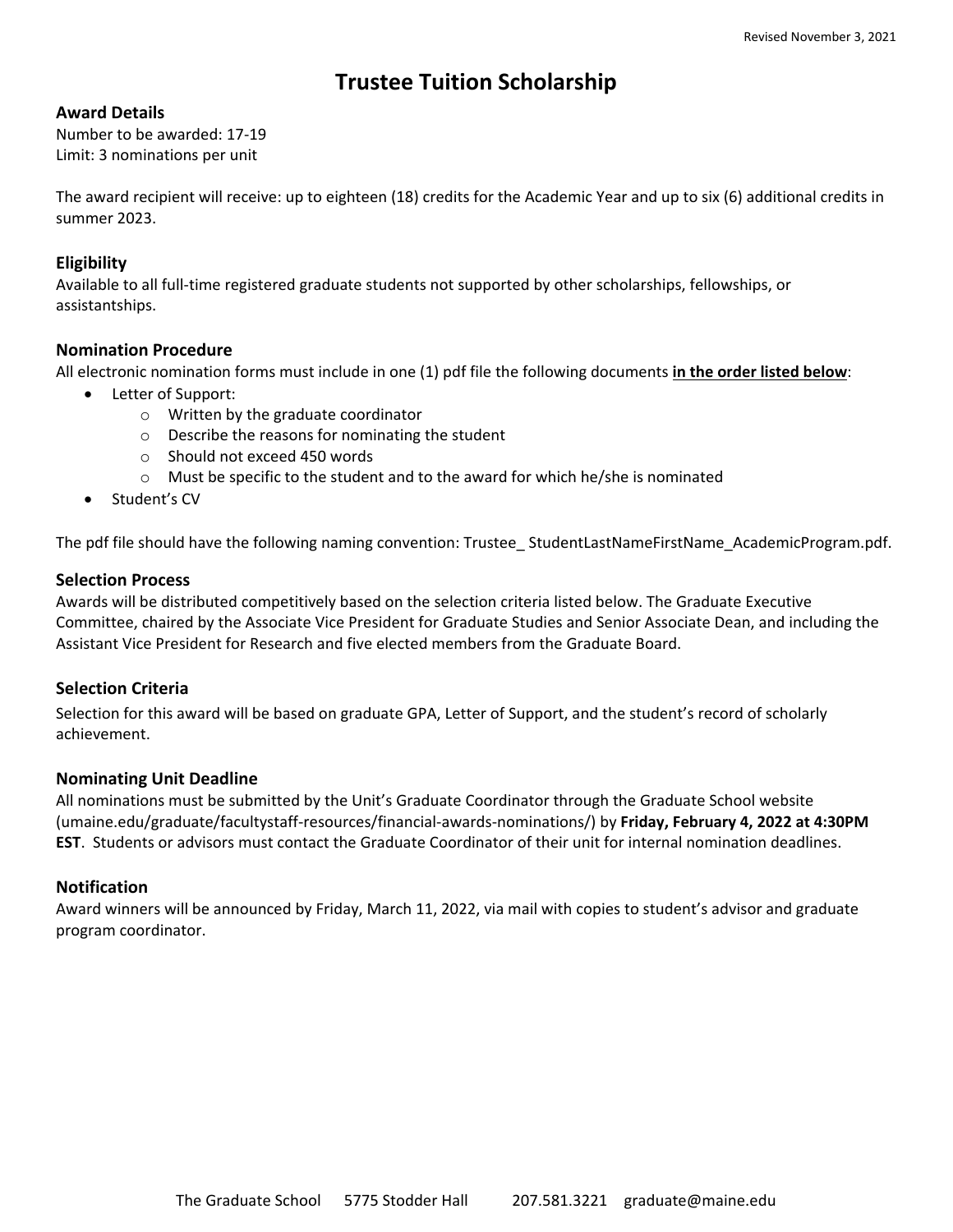Revised November 3, 2021

# Trustee Tuition Scholarship

## Award Details

Number to be awarded: 17-19
Limit: 3 nominations per unit

The award recipient will receive: up to eighteen (18) credits for the Academic Year and up to six (6) additional credits in summer 2023.

## Eligibility

Available to all full-time registered graduate students not supported by other scholarships, fellowships, or assistantships.

## Nomination Procedure

All electronic nomination forms must include in one (1) pdf file the following documents **in the order listed below**:

- Letter of Support:
  - Written by the graduate coordinator
  - Describe the reasons for nominating the student
  - Should not exceed 450 words
  - Must be specific to the student and to the award for which he/she is nominated
- Student's CV

The pdf file should have the following naming convention: Trustee_ StudentLastNameFirstName_AcademicProgram.pdf.

## Selection Process

Awards will be distributed competitively based on the selection criteria listed below. The Graduate Executive Committee, chaired by the Associate Vice President for Graduate Studies and Senior Associate Dean, and including the Assistant Vice President for Research and five elected members from the Graduate Board.

## Selection Criteria

Selection for this award will be based on graduate GPA, Letter of Support, and the student's record of scholarly achievement.

## Nominating Unit Deadline

All nominations must be submitted by the Unit's Graduate Coordinator through the Graduate School website (umaine.edu/graduate/facultystaff-resources/financial-awards-nominations/) by **Friday, February 4, 2022 at 4:30PM EST**. Students or advisors must contact the Graduate Coordinator of their unit for internal nomination deadlines.

## Notification

Award winners will be announced by Friday, March 11, 2022, via mail with copies to student's advisor and graduate program coordinator.

The Graduate School 5775 Stodder Hall 207.581.3221 graduate@maine.edu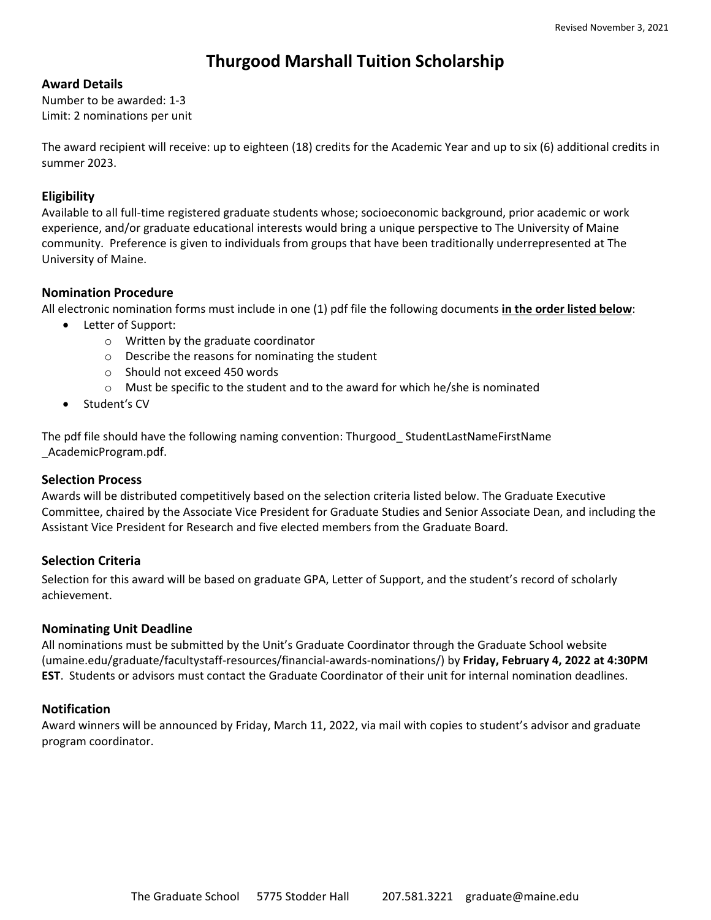Revised November 3, 2021

# Thurgood Marshall Tuition Scholarship

### Award Details

Number to be awarded: 1-3
Limit: 2 nominations per unit

The award recipient will receive: up to eighteen (18) credits for the Academic Year and up to six (6) additional credits in summer 2023.

### Eligibility

Available to all full-time registered graduate students whose; socioeconomic background, prior academic or work experience, and/or graduate educational interests would bring a unique perspective to The University of Maine community. Preference is given to individuals from groups that have been traditionally underrepresented at The University of Maine.

### Nomination Procedure

All electronic nomination forms must include in one (1) pdf file the following documents **<u>in the order listed below</u>**:

- Letter of Support:
  - Written by the graduate coordinator
  - Describe the reasons for nominating the student
  - Should not exceed 450 words
  - Must be specific to the student and to the award for which he/she is nominated
- Student's CV

The pdf file should have the following naming convention: Thurgood_ StudentLastNameFirstName _AcademicProgram.pdf.

### Selection Process

Awards will be distributed competitively based on the selection criteria listed below. The Graduate Executive Committee, chaired by the Associate Vice President for Graduate Studies and Senior Associate Dean, and including the Assistant Vice President for Research and five elected members from the Graduate Board.

### Selection Criteria

Selection for this award will be based on graduate GPA, Letter of Support, and the student's record of scholarly achievement.

### Nominating Unit Deadline

All nominations must be submitted by the Unit's Graduate Coordinator through the Graduate School website (umaine.edu/graduate/facultystaff-resources/financial-awards-nominations/) by **Friday, February 4, 2022 at 4:30PM EST**. Students or advisors must contact the Graduate Coordinator of their unit for internal nomination deadlines.

### Notification

Award winners will be announced by Friday, March 11, 2022, via mail with copies to student's advisor and graduate program coordinator.

The Graduate School 5775 Stodder Hall 207.581.3221 graduate@maine.edu